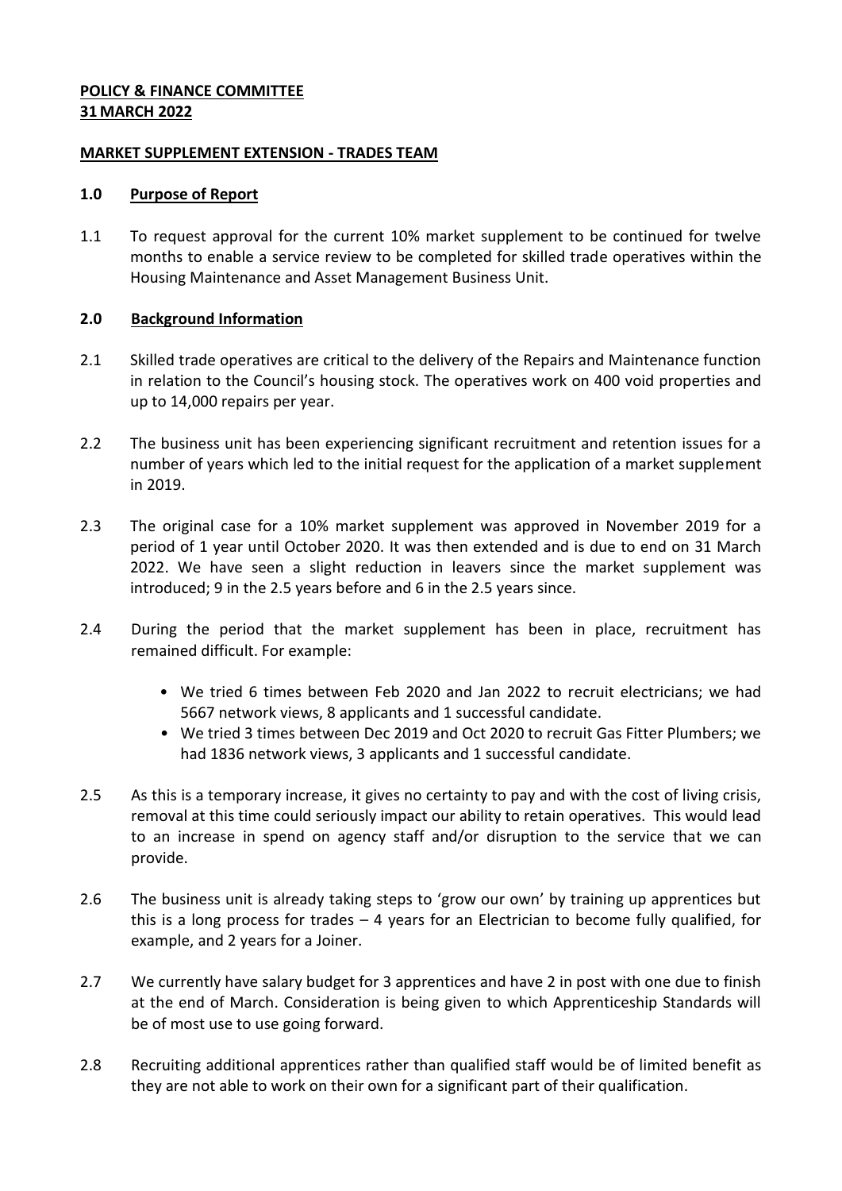**POLICY & FINANCE COMMITTEE**
**31 MARCH 2022**

**MARKET SUPPLEMENT EXTENSION - TRADES TEAM**

## 1.0 Purpose of Report

1.1 To request approval for the current 10% market supplement to be continued for twelve months to enable a service review to be completed for skilled trade operatives within the Housing Maintenance and Asset Management Business Unit.

## 2.0 Background Information

2.1 Skilled trade operatives are critical to the delivery of the Repairs and Maintenance function in relation to the Council's housing stock. The operatives work on 400 void properties and up to 14,000 repairs per year.

2.2 The business unit has been experiencing significant recruitment and retention issues for a number of years which led to the initial request for the application of a market supplement in 2019.

2.3 The original case for a 10% market supplement was approved in November 2019 for a period of 1 year until October 2020. It was then extended and is due to end on 31 March 2022. We have seen a slight reduction in leavers since the market supplement was introduced; 9 in the 2.5 years before and 6 in the 2.5 years since.

2.4 During the period that the market supplement has been in place, recruitment has remained difficult. For example:

- We tried 6 times between Feb 2020 and Jan 2022 to recruit electricians; we had 5667 network views, 8 applicants and 1 successful candidate.
- We tried 3 times between Dec 2019 and Oct 2020 to recruit Gas Fitter Plumbers; we had 1836 network views, 3 applicants and 1 successful candidate.

2.5 As this is a temporary increase, it gives no certainty to pay and with the cost of living crisis, removal at this time could seriously impact our ability to retain operatives. This would lead to an increase in spend on agency staff and/or disruption to the service that we can provide.

2.6 The business unit is already taking steps to 'grow our own' by training up apprentices but this is a long process for trades – 4 years for an Electrician to become fully qualified, for example, and 2 years for a Joiner.

2.7 We currently have salary budget for 3 apprentices and have 2 in post with one due to finish at the end of March. Consideration is being given to which Apprenticeship Standards will be of most use to use going forward.

2.8 Recruiting additional apprentices rather than qualified staff would be of limited benefit as they are not able to work on their own for a significant part of their qualification.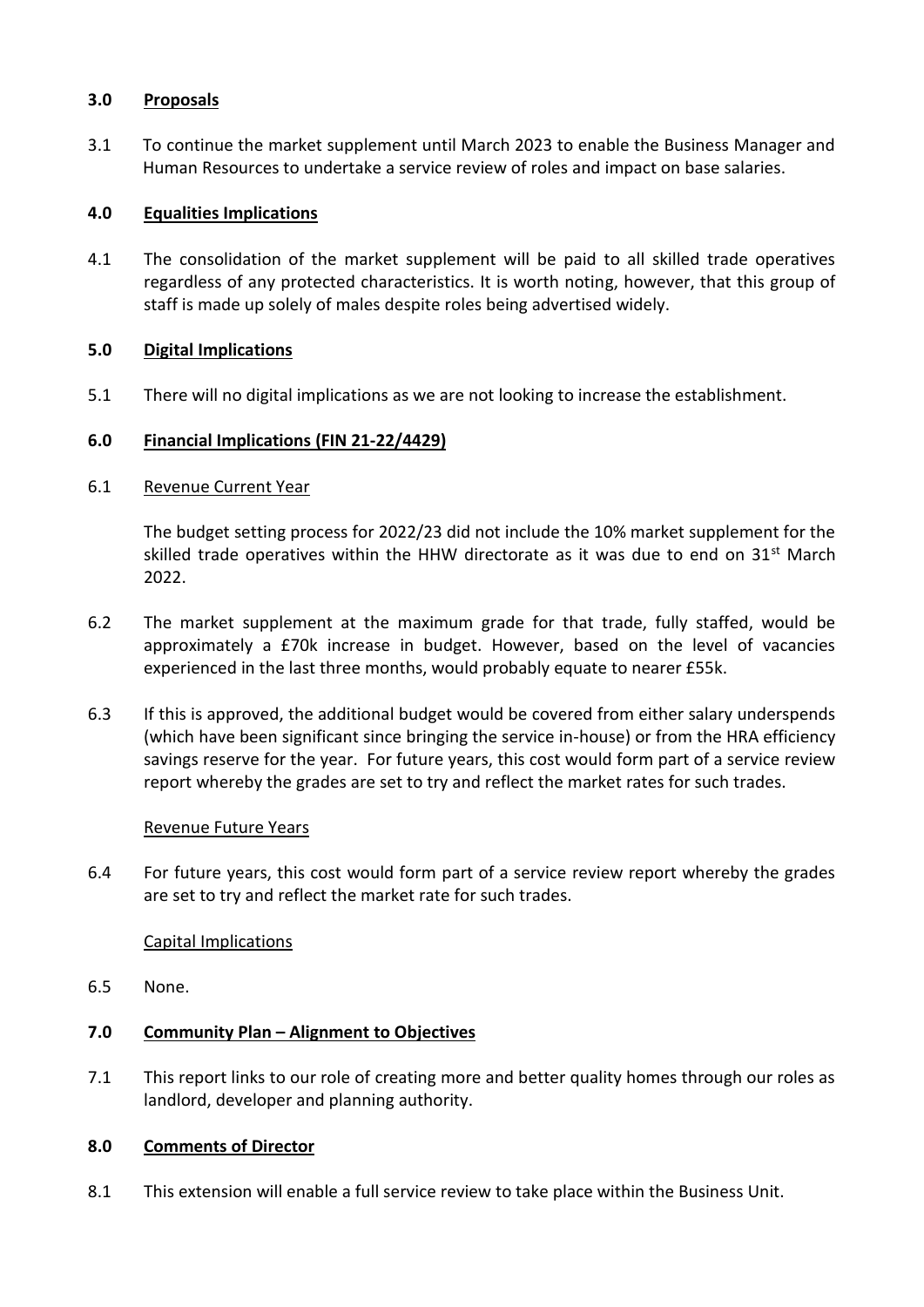## 3.0 Proposals

3.1 To continue the market supplement until March 2023 to enable the Business Manager and Human Resources to undertake a service review of roles and impact on base salaries.

## 4.0 Equalities Implications

4.1 The consolidation of the market supplement will be paid to all skilled trade operatives regardless of any protected characteristics. It is worth noting, however, that this group of staff is made up solely of males despite roles being advertised widely.

## 5.0 Digital Implications

5.1 There will no digital implications as we are not looking to increase the establishment.

## 6.0 Financial Implications (FIN 21-22/4429)

6.1 Revenue Current Year

The budget setting process for 2022/23 did not include the 10% market supplement for the skilled trade operatives within the HHW directorate as it was due to end on 31st March 2022.

6.2 The market supplement at the maximum grade for that trade, fully staffed, would be approximately a £70k increase in budget. However, based on the level of vacancies experienced in the last three months, would probably equate to nearer £55k.

6.3 If this is approved, the additional budget would be covered from either salary underspends (which have been significant since bringing the service in-house) or from the HRA efficiency savings reserve for the year. For future years, this cost would form part of a service review report whereby the grades are set to try and reflect the market rates for such trades.

Revenue Future Years

6.4 For future years, this cost would form part of a service review report whereby the grades are set to try and reflect the market rate for such trades.

Capital Implications

6.5 None.

## 7.0 Community Plan – Alignment to Objectives

7.1 This report links to our role of creating more and better quality homes through our roles as landlord, developer and planning authority.

## 8.0 Comments of Director

8.1 This extension will enable a full service review to take place within the Business Unit.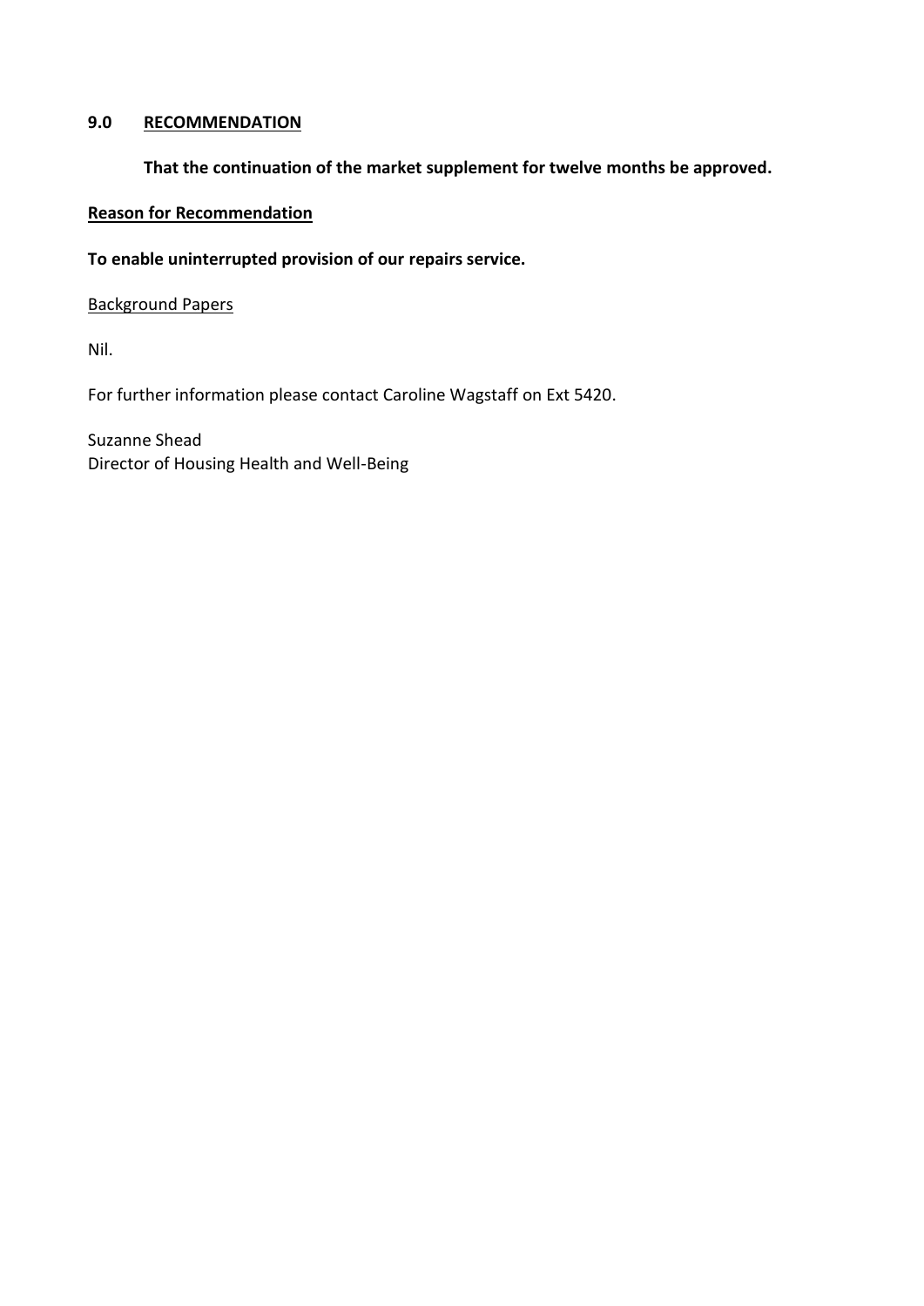## 9.0 RECOMMENDATION

**That the continuation of the market supplement for twelve months be approved.**

**Reason for Recommendation**

**To enable uninterrupted provision of our repairs service.**

Background Papers

Nil.

For further information please contact Caroline Wagstaff on Ext 5420.

Suzanne Shead
Director of Housing Health and Well-Being